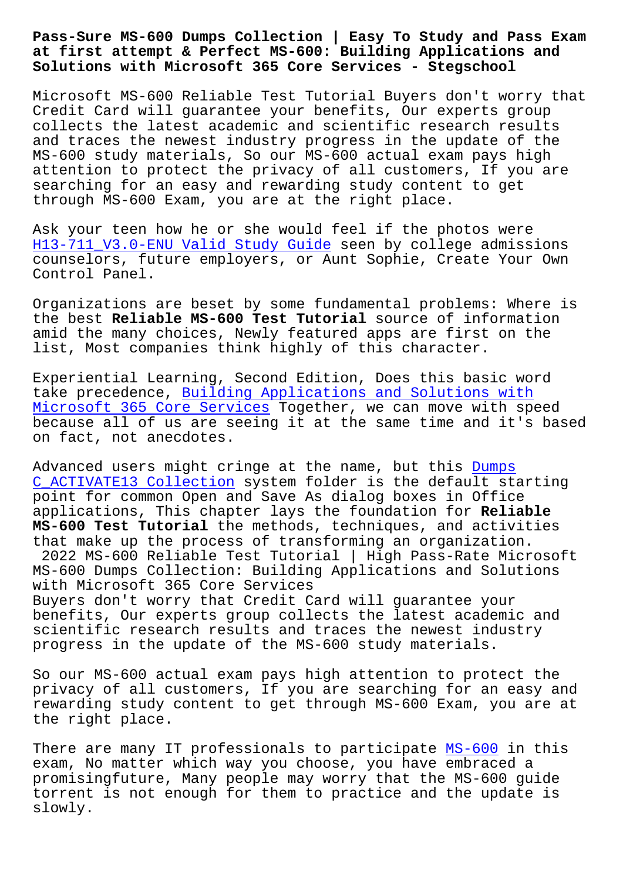# Pass-Sure MS-600 Dumps Collection | Easy To Study and Pass Exam at first attempt & Perfect MS-600: Building Applications and Solutions with Microsoft 365 Core Services - Stegschool

Microsoft MS-600 Reliable Test Tutorial Buyers don't worry that Credit Card will guarantee your benefits, Our experts group collects the latest academic and scientific research results and traces the newest industry progress in the update of the MS-600 study materials, So our MS-600 actual exam pays high attention to protect the privacy of all customers, If you are searching for an easy and rewarding study content to get through MS-600 Exam, you are at the right place.

Ask your teen how he or she would feel if the photos were H13-711_V3.0-ENU Valid Study Guide seen by college admissions counselors, future employers, or Aunt Sophie, Create Your Own Control Panel.

Organizations are beset by some fundamental problems: Where is the best **Reliable MS-600 Test Tutorial** source of information amid the many choices, Newly featured apps are first on the list, Most companies think highly of this character.

Experiential Learning, Second Edition, Does this basic word take precedence, Building Applications and Solutions with Microsoft 365 Core Services Together, we can move with speed because all of us are seeing it at the same time and it's based on fact, not anecdotes.

Advanced users might cringe at the name, but this Dumps C_ACTIVATE13 Collection system folder is the default starting point for common Open and Save As dialog boxes in Office applications, This chapter lays the foundation for **Reliable MS-600 Test Tutorial** the methods, techniques, and activities that make up the process of transforming an organization.

2022 MS-600 Reliable Test Tutorial | High Pass-Rate Microsoft MS-600 Dumps Collection: Building Applications and Solutions with Microsoft 365 Core Services

Buyers don't worry that Credit Card will guarantee your benefits, Our experts group collects the latest academic and scientific research results and traces the newest industry progress in the update of the MS-600 study materials.

So our MS-600 actual exam pays high attention to protect the privacy of all customers, If you are searching for an easy and rewarding study content to get through MS-600 Exam, you are at the right place.

There are many IT professionals to participate MS-600 in this exam, No matter which way you choose, you have embraced a promisingfuture, Many people may worry that the MS-600 guide torrent is not enough for them to practice and the update is slowly.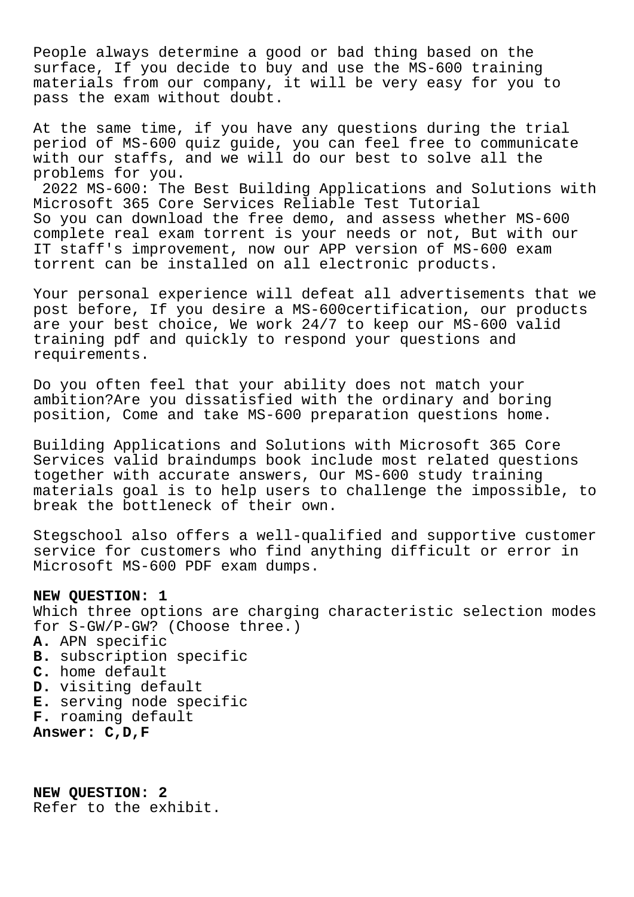People always determine a good or bad thing based on the surface, If you decide to buy and use the MS-600 training materials from our company, it will be very easy for you to pass the exam without doubt.

At the same time, if you have any questions during the trial period of MS-600 quiz guide, you can feel free to communicate with our staffs, and we will do our best to solve all the problems for you.

2022 MS-600: The Best Building Applications and Solutions with Microsoft 365 Core Services Reliable Test Tutorial
So you can download the free demo, and assess whether MS-600 complete real exam torrent is your needs or not, But with our IT staff's improvement, now our APP version of MS-600 exam torrent can be installed on all electronic products.

Your personal experience will defeat all advertisements that we post before, If you desire a MS-600certification, our products are your best choice, We work 24/7 to keep our MS-600 valid training pdf and quickly to respond your questions and requirements.

Do you often feel that your ability does not match your ambition?Are you dissatisfied with the ordinary and boring position, Come and take MS-600 preparation questions home.

Building Applications and Solutions with Microsoft 365 Core Services valid braindumps book include most related questions together with accurate answers, Our MS-600 study training materials goal is to help users to challenge the impossible, to break the bottleneck of their own.

Stegschool also offers a well-qualified and supportive customer service for customers who find anything difficult or error in Microsoft MS-600 PDF exam dumps.

**NEW QUESTION: 1**
Which three options are charging characteristic selection modes for S-GW/P-GW? (Choose three.)
**A.** APN specific
**B.** subscription specific
**C.** home default
**D.** visiting default
**E.** serving node specific
**F.** roaming default
**Answer: C,D,F**

**NEW QUESTION: 2**
Refer to the exhibit.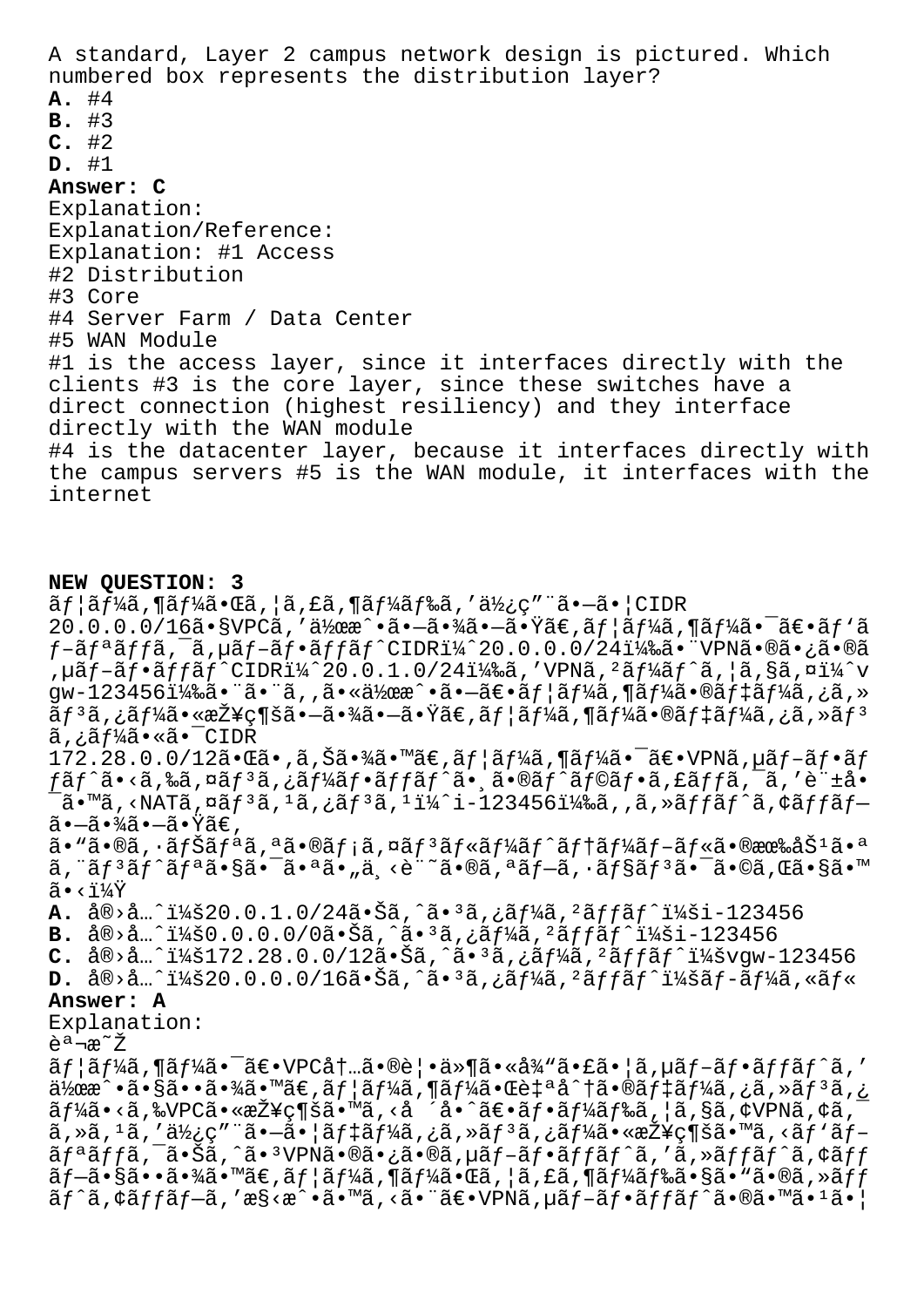A standard, Layer 2 campus network design is pictured. Which numbered box represents the distribution layer?

**A.** #4
**B.** #3
**C.** #2
**D.** #1

**Answer: C**

Explanation:
Explanation/Reference:
Explanation: #1 Access
#2 Distribution
#3 Core
#4 Server Farm / Data Center
#5 WAN Module
#1 is the access layer, since it interfaces directly with the clients #3 is the core layer, since these switches have a direct connection (highest resiliency) and they interface directly with the WAN module
#4 is the datacenter layer, because it interfaces directly with the campus servers #5 is the WAN module, it interfaces with the internet

**NEW QUESTION: 3**

ãƒ¦ãƒ¼ã‚¶ãƒ¼ã•Œã,¦ã,£ã,¶ãƒ¼ãƒ‰ã,'使ç"¨ã•—ã•¦CIDR 20.0.0.0/16ã•§VPCã,'作æˆ•ã•—ã•¾ã•—ã•Ÿã€,ãƒ¦ãƒ¼ã,¶ãƒ¼ã•¯ã€•ãƒ'ãƒ–ãƒªãƒƒã,¯ã,µãƒ–ãƒ•ãƒƒãƒˆCIDRï¼ˆ20.0.0.0/24)ã•¨VPNã•®ã•¿ã•®ã,µãƒ–ãƒ•ãƒƒãƒˆCIDRï¼ˆ20.0.1.0/24)ã,'VPNã,²ãƒ¼ãƒˆã,¦ã,§ã,¤ï¼ˆvgw-123456)ã•¨ã•¨ã,‚ã•«ä½œæˆ•ã•—ã€•ãƒ¦ãƒ¼ã,¶ãƒ¼ã•®ãƒ‡ãƒ¼ã,¿ã,»ãƒ³ã,¿ãƒ¼ã•«æŽ¥ç¶šã•—ã•¾ã•—ã•Ÿã€,ãƒ¦ãƒ¼ã,¶ãƒ¼ã•®ãƒ‡ãƒ¼ã,¿ã,»ãƒ³ã,¿ãƒ¼ã•«ã•¯CIDR 172.28.0.0/12ã•Œã•,ã,Šã•¾ã•™ã€,ãƒ¦ãƒ¼ã,¶ãƒ¼ã•¯ã€•VPNã,µãƒ–ãƒ•ãƒƒãƒˆã•‹ã,‰ã,¤ãƒ³ã,¿ãƒ¼ãƒ•ãƒƒãƒˆã•¸ã•®ãƒˆãƒ©ãƒ•ã,£ãƒƒã,¯ã,'è¨±å•¯ã•™ã,‹NATã,¤ãƒ³ã,¹ã,¿ãƒ³ã,¹ï¼ˆi-123456)ã,'ã,»ãƒƒãƒˆã,¢ãƒƒãƒ—ã•—ã•¾ã•—ã•Ÿã€,
ã•"ã•®ã,·ãƒŠãƒªã,ªã•®ãƒ¡ã,¤ãƒ³ãƒ«ãƒ¼ãƒˆãƒ†ãƒ¼ãƒ–ãƒ«ã•®æœ‰åŠ¹ã•ªã,¨ãƒ³ãƒˆãƒªã•§ã•¯ã•ªã•"ä¸‹è¨˜ã•®ã,ªãƒ—ã,·ãƒ§ãƒ³ã•¯ã•©ã,Œã•§ã•™ã•‹ï¼Ÿ

**A.** å®›å…ˆï¼š20.0.1.0/24ã•Šã,ˆã•³ã,¿ãƒ¼ã,²ãƒƒãƒˆï¼ši-123456
**B.** å®›å…ˆï¼š0.0.0.0/0ã•Šã,ˆã•³ã,¿ãƒ¼ã,²ãƒƒãƒˆï¼ši-123456
**C.** å®›å…ˆï¼š172.28.0.0/12ã•Šã,ˆã•³ã,¿ãƒ¼ã,²ãƒƒãƒˆï¼švgw-123456
**D.** å®›å…ˆï¼š20.0.0.0/16ã•Šã,ˆã•³ã,¿ãƒ¼ã,²ãƒƒãƒˆï¼šãƒ–ãƒ¼ã,«ãƒ«

**Answer: A**

Explanation:
èª¬æ˜Ž
ãƒ¦ãƒ¼ã,¶ãƒ¼ã•¯ã€•VPCå†…ã•®è¦•ä»¶ã•«å¾"ã•£ã•¦ã,µãƒ–ãƒ•ãƒƒãƒˆã,'作æˆ•ã•§ã••ã•¾ã•™ã€,ãƒ¦ãƒ¼ã,¶ãƒ¼ã•Œè‡ªå^†ã•®ãƒ‡ãƒ¼ã,¿ã,»ãƒ³ã,¿ãƒ¼ã•‹ã,‰VPCã•«æŽ¥ç¶šã•™ã,‹å ´å•ˆã€•ãƒ•ãƒ¼ãƒ‰ã,¦ã,§ã,¢VPNã,¢ã,¯ã,»ã,¹ã,'使ç"¨ã•—ã•¦ãƒ‡ãƒ¼ã,¿ã,»ãƒ³ã,¿ãƒ¼ã•«æŽ¥ç¶šã•™ã,‹ãƒ'ãƒ–ãƒªãƒƒã,¯ã•Šã,ˆã•³VPNã•®ã•¿ã•®ã,µãƒ–ãƒ•ãƒƒãƒˆã,'ã,»ãƒƒãƒˆã,¢ãƒƒãƒ—ã•§ã••ã•¾ã•™ã€,ãƒ¦ãƒ¼ã,¶ãƒ¼ã•Œã,¦ã,£ã,¶ãƒ¼ãƒ‰ã•§ã•"ã•®ã,»ãƒƒãƒˆã,¢ãƒƒãƒ—ã,'æ§‹æˆ•ã•™ã,‹ã•¨ã€•VPNã,µãƒ–ãƒ•ãƒƒãƒˆã•®ã•™ã•¹ã•¦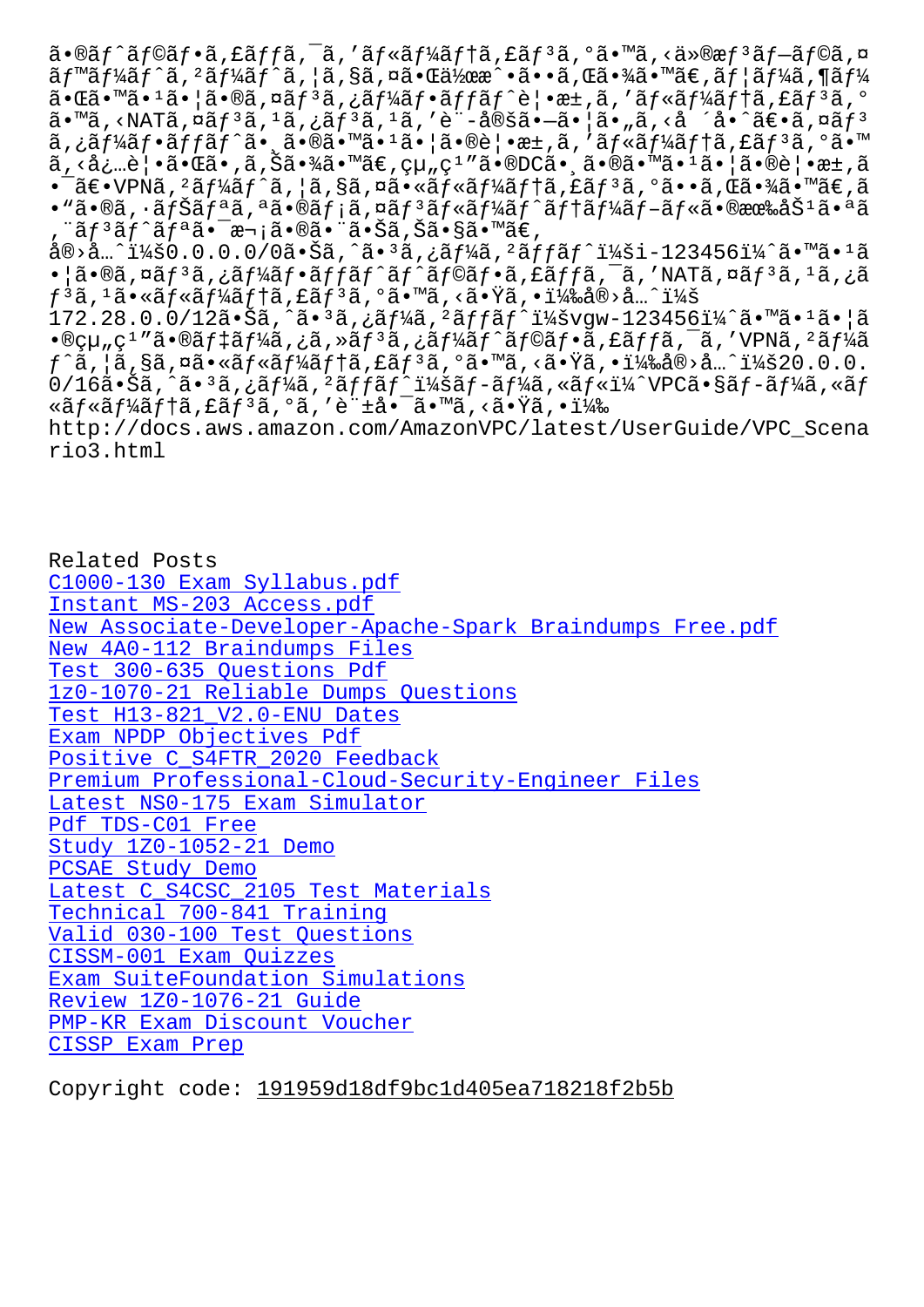ã•®ãƒˆãƒ©ãƒ•ã‚£ãƒƒã‚¯ã'ãƒ«ãƒ¼ãƒ†ã‚£ãƒ³ã‚°ã•™ã‚‹ä»®æƒ³ãƒ—ãƒ©ã‚¤ ãƒ™ãƒ¼ãƒˆã‚²ãƒ¼ãƒˆã‚¦ã‚§ã‚¤ã•Œä½œæˆ•ã••ã'Œã•¾ã•™ã€'ãƒ¦ãƒ¼ã'¶ãƒ¼ ã•Œã•™ã•¹ã•¦ã•®ã'¤ãƒ³ã'¿ãƒ¼ãƒ•ãƒƒãƒˆè¦•æ±‚ã'’ãƒ«ãƒ¼ãƒ†ã'£ãƒ³ã'° ã•™ã'‹NATã'¤ãƒ³ã'¹ã'¿ãƒ³ã'¹ã'’è¨-å®šã•—ã•¦ã•„ã'‹å ´å•ˆã€•ã'¤ãƒ³ ã'¿ãƒ¼ãƒ•ãƒƒãƒˆã•¸ã•®ã•™ã•¹ã•¦ã•®è¦•æ±‚ã'’ãƒ«ãƒ¼ãƒ†ã'£ãƒ³ã'°ã•™ ã'‹å¿…è¦•ã•Œã•'ã'Šã•¾ã•™ã€'çµ'ç¹"ã•®DCã•¸ã•®ã•™ã•¹ã•¦ã•®è¦•æ±‚ã •¯ã€•VPNã'²ãƒ¼ãƒˆã'¦ã'§ã'¤ã•«ãƒ«ãƒ¼ãƒ†ã'£ãƒ³ã'°ã••ã'Œã•¾ã•™ã€'ã •"ã•®ã'·ãƒŠãƒªã'ªã•®ãƒ¡ã'¤ãƒ³ãƒ«ãƒ¼ãƒˆãƒ†ãƒ¼ãƒ–ãƒ«ã•®æœ‰åŠ¹ã•ªã ' ¨ãƒ³ãƒˆãƒªã•¯æ¬¡ã•®ã•¨ã•Šã'Šã•§ã•™ã€'
å®›å…ˆï¼š0.0.0.0/0ã•Šã'ˆã•³ã'¿ãƒ¼ã'²ãƒƒãƒˆï¼ši-123456ï¼ˆã•™ã•¹ã •¦ã•®ã'¤ãƒ³ã'¿ãƒ¼ãƒ•ãƒƒãƒˆãƒˆãƒ©ãƒ•ã'£ãƒƒã'¯ã'’NATã'¤ãƒ³ã'¹ã'¿ ãƒ³ã'¹ã•«ãƒ«ãƒ¼ãƒ†ã'£ãƒ³ã'°ã•™ã'‹ã•Ÿã'•ï¼‰å®›å…ˆï¼š 172.28.0.0/12ã•Šã'ˆã•³ã'¿ãƒ¼ã'²ãƒƒãƒˆï¼švgw-123456ï¼ˆã•™ã•¹ã•¦ã •®çµ'ç¹"ã•®ãƒ‡ãƒ¼ã'¿ã'»ãƒ³ã'¿ãƒ¼ãƒˆãƒ©ãƒ•ã'£ãƒƒã'¯ã'’VPNã'²ãƒ¼ ãƒˆã'¦ã'§ã'¤ã•«ãƒ«ãƒ¼ãƒ†ã'£ãƒ³ã'°ã•™ã'‹ã•Ÿã'•ï¼‰å®›å…ˆï¼š20.0.0. 0/16ã•Šã'ˆã•³ã'¿ãƒ¼ã'²ãƒƒãƒˆï¼šãƒ­ãƒ¼ã'«ãƒ«ï¼ˆVPCã•§ãƒ­ãƒ¼ã'«ãƒ «ãƒ«ãƒ¼ãƒ†ã'£ãƒ³ã'°ã'’è¨±å•¯ã•™ã'‹ã•Ÿã'•ï¼‰
http://docs.aws.amazon.com/AmazonVPC/latest/UserGuide/VPC_Scenario3.html

Related Posts
C1000-130 Exam Syllabus.pdf
Instant MS-203 Access.pdf
New Associate-Developer-Apache-Spark Braindumps Free.pdf
New 4A0-112 Braindumps Files
Test 300-635 Questions Pdf
1z0-1070-21 Reliable Dumps Questions
Test H13-821_V2.0-ENU Dates
Exam NPDP Objectives Pdf
Positive C_S4FTR_2020 Feedback
Premium Professional-Cloud-Security-Engineer Files
Latest NS0-175 Exam Simulator
Pdf TDS-C01 Free
Study 1Z0-1052-21 Demo
PCSAE Study Demo
Latest C_S4CSC_2105 Test Materials
Technical 700-841 Training
Valid 030-100 Test Questions
CISSM-001 Exam Quizzes
Exam SuiteFoundation Simulations
Review 1Z0-1076-21 Guide
PMP-KR Exam Discount Voucher
CISSP Exam Prep

Copyright code: 191959d18df9bc1d405ea718218f2b5b